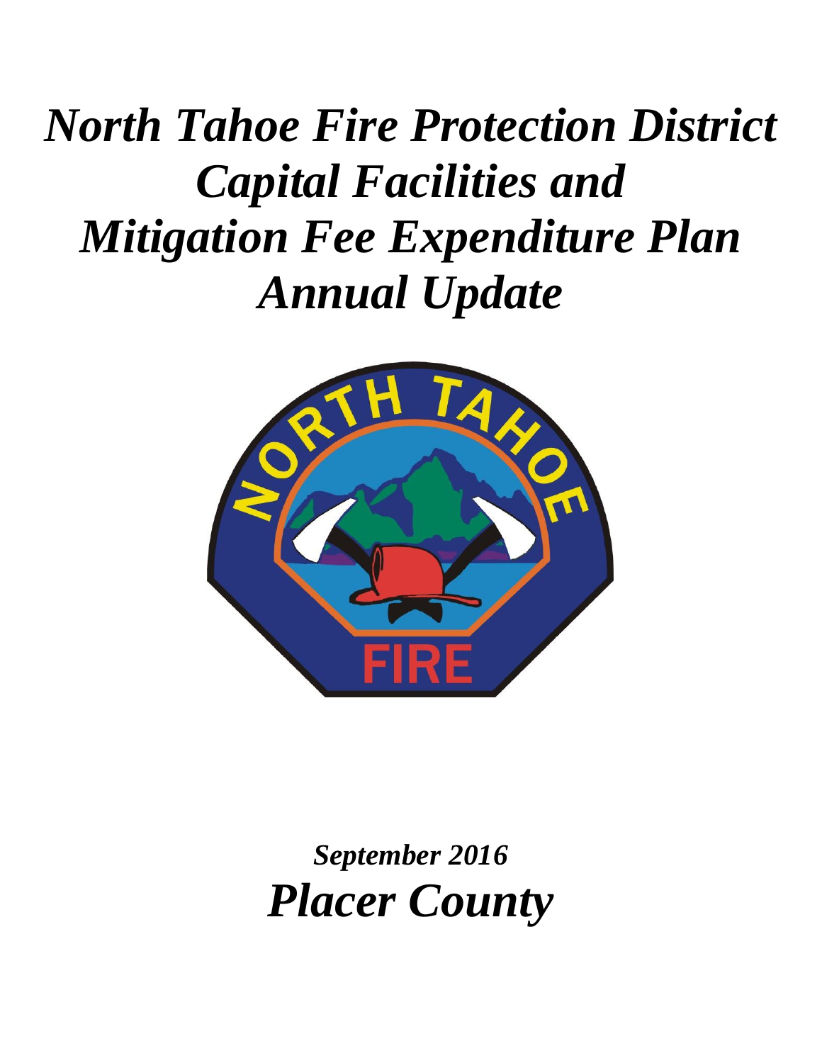# *North Tahoe Fire Protection District Capital Facilities and Mitigation Fee Expenditure Plan Annual Update*

***September 2016***

# ***Placer County***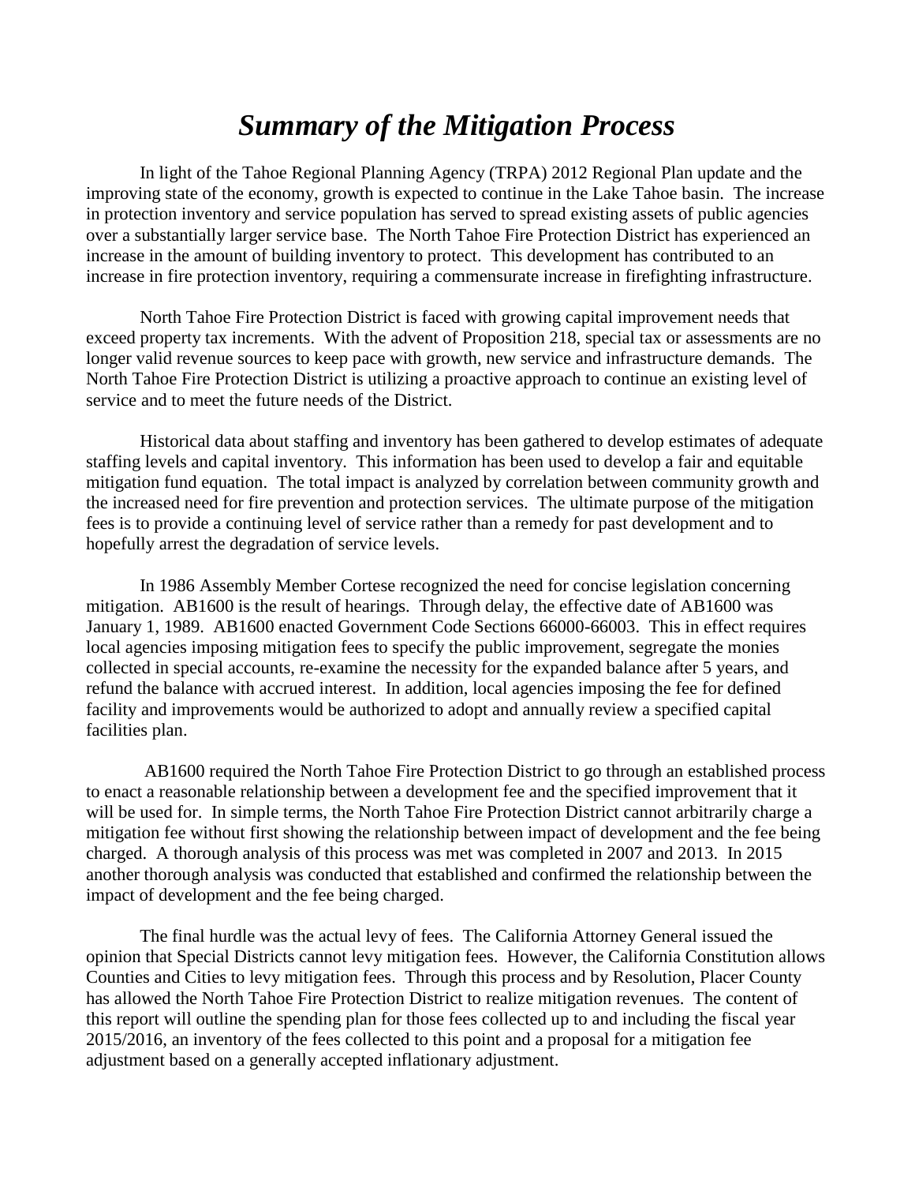# *Summary of the Mitigation Process*

In light of the Tahoe Regional Planning Agency (TRPA) 2012 Regional Plan update and the improving state of the economy, growth is expected to continue in the Lake Tahoe basin. The increase in protection inventory and service population has served to spread existing assets of public agencies over a substantially larger service base. The North Tahoe Fire Protection District has experienced an increase in the amount of building inventory to protect. This development has contributed to an increase in fire protection inventory, requiring a commensurate increase in firefighting infrastructure.

North Tahoe Fire Protection District is faced with growing capital improvement needs that exceed property tax increments. With the advent of Proposition 218, special tax or assessments are no longer valid revenue sources to keep pace with growth, new service and infrastructure demands. The North Tahoe Fire Protection District is utilizing a proactive approach to continue an existing level of service and to meet the future needs of the District.

Historical data about staffing and inventory has been gathered to develop estimates of adequate staffing levels and capital inventory. This information has been used to develop a fair and equitable mitigation fund equation. The total impact is analyzed by correlation between community growth and the increased need for fire prevention and protection services. The ultimate purpose of the mitigation fees is to provide a continuing level of service rather than a remedy for past development and to hopefully arrest the degradation of service levels.

In 1986 Assembly Member Cortese recognized the need for concise legislation concerning mitigation. AB1600 is the result of hearings. Through delay, the effective date of AB1600 was January 1, 1989. AB1600 enacted Government Code Sections 66000-66003. This in effect requires local agencies imposing mitigation fees to specify the public improvement, segregate the monies collected in special accounts, re-examine the necessity for the expanded balance after 5 years, and refund the balance with accrued interest. In addition, local agencies imposing the fee for defined facility and improvements would be authorized to adopt and annually review a specified capital facilities plan.

AB1600 required the North Tahoe Fire Protection District to go through an established process to enact a reasonable relationship between a development fee and the specified improvement that it will be used for. In simple terms, the North Tahoe Fire Protection District cannot arbitrarily charge a mitigation fee without first showing the relationship between impact of development and the fee being charged. A thorough analysis of this process was met was completed in 2007 and 2013. In 2015 another thorough analysis was conducted that established and confirmed the relationship between the impact of development and the fee being charged.

The final hurdle was the actual levy of fees. The California Attorney General issued the opinion that Special Districts cannot levy mitigation fees. However, the California Constitution allows Counties and Cities to levy mitigation fees. Through this process and by Resolution, Placer County has allowed the North Tahoe Fire Protection District to realize mitigation revenues. The content of this report will outline the spending plan for those fees collected up to and including the fiscal year 2015/2016, an inventory of the fees collected to this point and a proposal for a mitigation fee adjustment based on a generally accepted inflationary adjustment.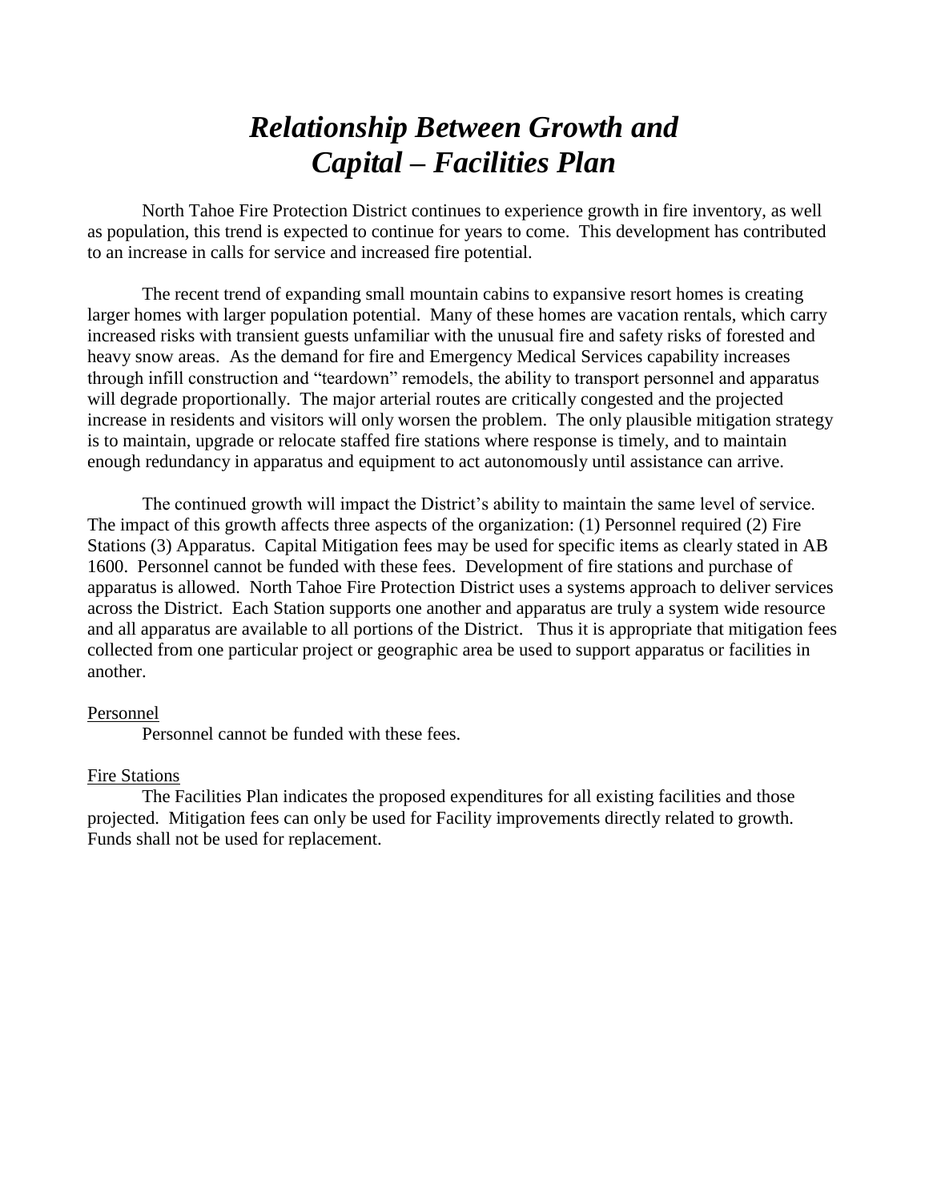# *Relationship Between Growth and Capital – Facilities Plan*

North Tahoe Fire Protection District continues to experience growth in fire inventory, as well as population, this trend is expected to continue for years to come. This development has contributed to an increase in calls for service and increased fire potential.

The recent trend of expanding small mountain cabins to expansive resort homes is creating larger homes with larger population potential. Many of these homes are vacation rentals, which carry increased risks with transient guests unfamiliar with the unusual fire and safety risks of forested and heavy snow areas. As the demand for fire and Emergency Medical Services capability increases through infill construction and "teardown" remodels, the ability to transport personnel and apparatus will degrade proportionally. The major arterial routes are critically congested and the projected increase in residents and visitors will only worsen the problem. The only plausible mitigation strategy is to maintain, upgrade or relocate staffed fire stations where response is timely, and to maintain enough redundancy in apparatus and equipment to act autonomously until assistance can arrive.

The continued growth will impact the District's ability to maintain the same level of service. The impact of this growth affects three aspects of the organization: (1) Personnel required (2) Fire Stations (3) Apparatus. Capital Mitigation fees may be used for specific items as clearly stated in AB 1600. Personnel cannot be funded with these fees. Development of fire stations and purchase of apparatus is allowed. North Tahoe Fire Protection District uses a systems approach to deliver services across the District. Each Station supports one another and apparatus are truly a system wide resource and all apparatus are available to all portions of the District. Thus it is appropriate that mitigation fees collected from one particular project or geographic area be used to support apparatus or facilities in another.

<u>Personnel</u>

Personnel cannot be funded with these fees.

<u>Fire Stations</u>

The Facilities Plan indicates the proposed expenditures for all existing facilities and those projected. Mitigation fees can only be used for Facility improvements directly related to growth. Funds shall not be used for replacement.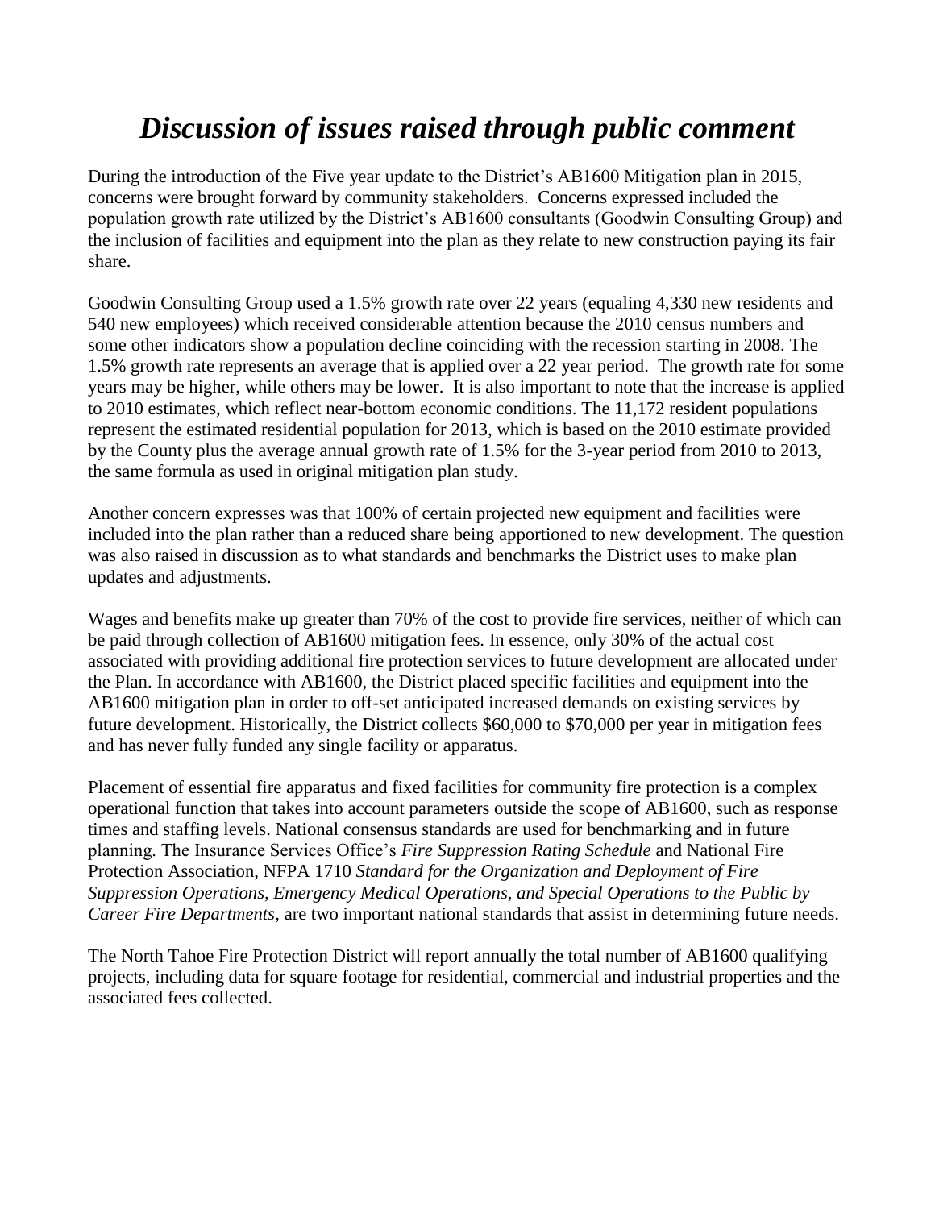# *Discussion of issues raised through public comment*

During the introduction of the Five year update to the District's AB1600 Mitigation plan in 2015, concerns were brought forward by community stakeholders. Concerns expressed included the population growth rate utilized by the District's AB1600 consultants (Goodwin Consulting Group) and the inclusion of facilities and equipment into the plan as they relate to new construction paying its fair share.

Goodwin Consulting Group used a 1.5% growth rate over 22 years (equaling 4,330 new residents and 540 new employees) which received considerable attention because the 2010 census numbers and some other indicators show a population decline coinciding with the recession starting in 2008. The 1.5% growth rate represents an average that is applied over a 22 year period. The growth rate for some years may be higher, while others may be lower. It is also important to note that the increase is applied to 2010 estimates, which reflect near-bottom economic conditions. The 11,172 resident populations represent the estimated residential population for 2013, which is based on the 2010 estimate provided by the County plus the average annual growth rate of 1.5% for the 3-year period from 2010 to 2013, the same formula as used in original mitigation plan study.

Another concern expresses was that 100% of certain projected new equipment and facilities were included into the plan rather than a reduced share being apportioned to new development. The question was also raised in discussion as to what standards and benchmarks the District uses to make plan updates and adjustments.

Wages and benefits make up greater than 70% of the cost to provide fire services, neither of which can be paid through collection of AB1600 mitigation fees. In essence, only 30% of the actual cost associated with providing additional fire protection services to future development are allocated under the Plan. In accordance with AB1600, the District placed specific facilities and equipment into the AB1600 mitigation plan in order to off-set anticipated increased demands on existing services by future development. Historically, the District collects $60,000 to $70,000 per year in mitigation fees and has never fully funded any single facility or apparatus.

Placement of essential fire apparatus and fixed facilities for community fire protection is a complex operational function that takes into account parameters outside the scope of AB1600, such as response times and staffing levels. National consensus standards are used for benchmarking and in future planning. The Insurance Services Office's *Fire Suppression Rating Schedule* and National Fire Protection Association, NFPA 1710 *Standard for the Organization and Deployment of Fire Suppression Operations, Emergency Medical Operations, and Special Operations to the Public by Career Fire Departments*, are two important national standards that assist in determining future needs.

The North Tahoe Fire Protection District will report annually the total number of AB1600 qualifying projects, including data for square footage for residential, commercial and industrial properties and the associated fees collected.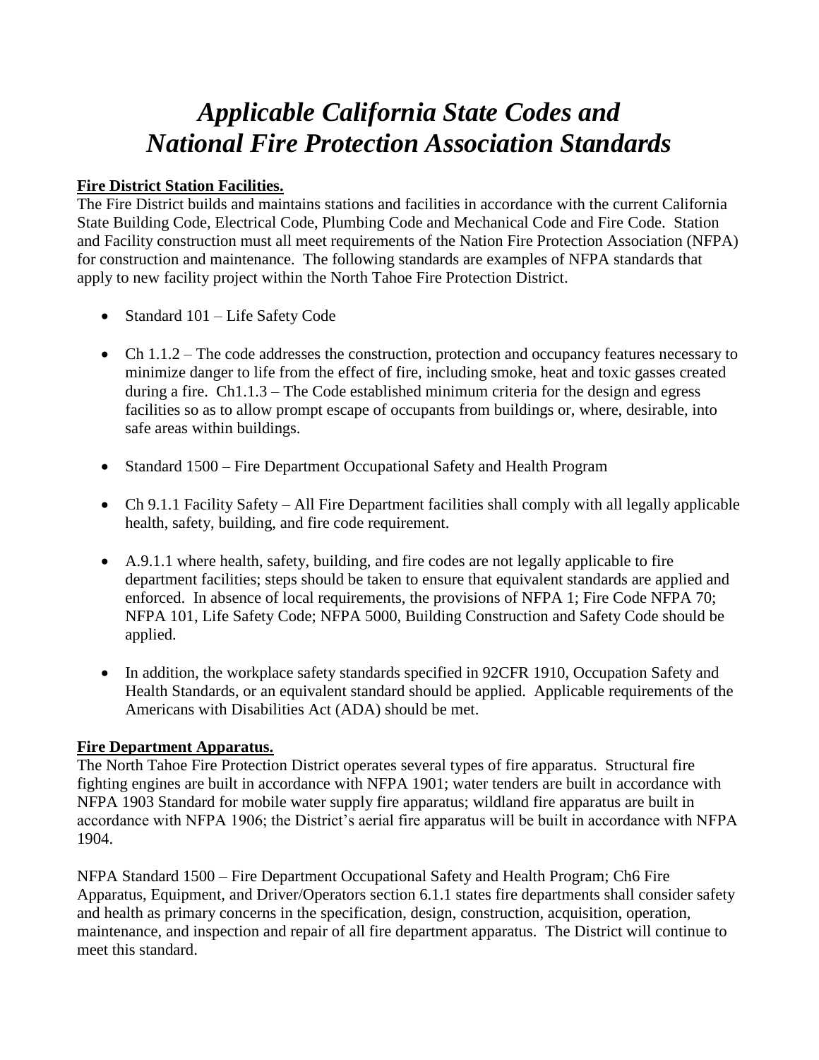# *Applicable California State Codes and National Fire Protection Association Standards*

**Fire District Station Facilities.**

The Fire District builds and maintains stations and facilities in accordance with the current California State Building Code, Electrical Code, Plumbing Code and Mechanical Code and Fire Code. Station and Facility construction must all meet requirements of the Nation Fire Protection Association (NFPA) for construction and maintenance. The following standards are examples of NFPA standards that apply to new facility project within the North Tahoe Fire Protection District.

- Standard 101 – Life Safety Code
- Ch 1.1.2 – The code addresses the construction, protection and occupancy features necessary to minimize danger to life from the effect of fire, including smoke, heat and toxic gasses created during a fire. Ch1.1.3 – The Code established minimum criteria for the design and egress facilities so as to allow prompt escape of occupants from buildings or, where, desirable, into safe areas within buildings.
- Standard 1500 – Fire Department Occupational Safety and Health Program
- Ch 9.1.1 Facility Safety – All Fire Department facilities shall comply with all legally applicable health, safety, building, and fire code requirement.
- A.9.1.1 where health, safety, building, and fire codes are not legally applicable to fire department facilities; steps should be taken to ensure that equivalent standards are applied and enforced. In absence of local requirements, the provisions of NFPA 1; Fire Code NFPA 70; NFPA 101, Life Safety Code; NFPA 5000, Building Construction and Safety Code should be applied.
- In addition, the workplace safety standards specified in 92CFR 1910, Occupation Safety and Health Standards, or an equivalent standard should be applied. Applicable requirements of the Americans with Disabilities Act (ADA) should be met.

**Fire Department Apparatus.**

The North Tahoe Fire Protection District operates several types of fire apparatus. Structural fire fighting engines are built in accordance with NFPA 1901; water tenders are built in accordance with NFPA 1903 Standard for mobile water supply fire apparatus; wildland fire apparatus are built in accordance with NFPA 1906; the District's aerial fire apparatus will be built in accordance with NFPA 1904.

NFPA Standard 1500 – Fire Department Occupational Safety and Health Program; Ch6 Fire Apparatus, Equipment, and Driver/Operators section 6.1.1 states fire departments shall consider safety and health as primary concerns in the specification, design, construction, acquisition, operation, maintenance, and inspection and repair of all fire department apparatus. The District will continue to meet this standard.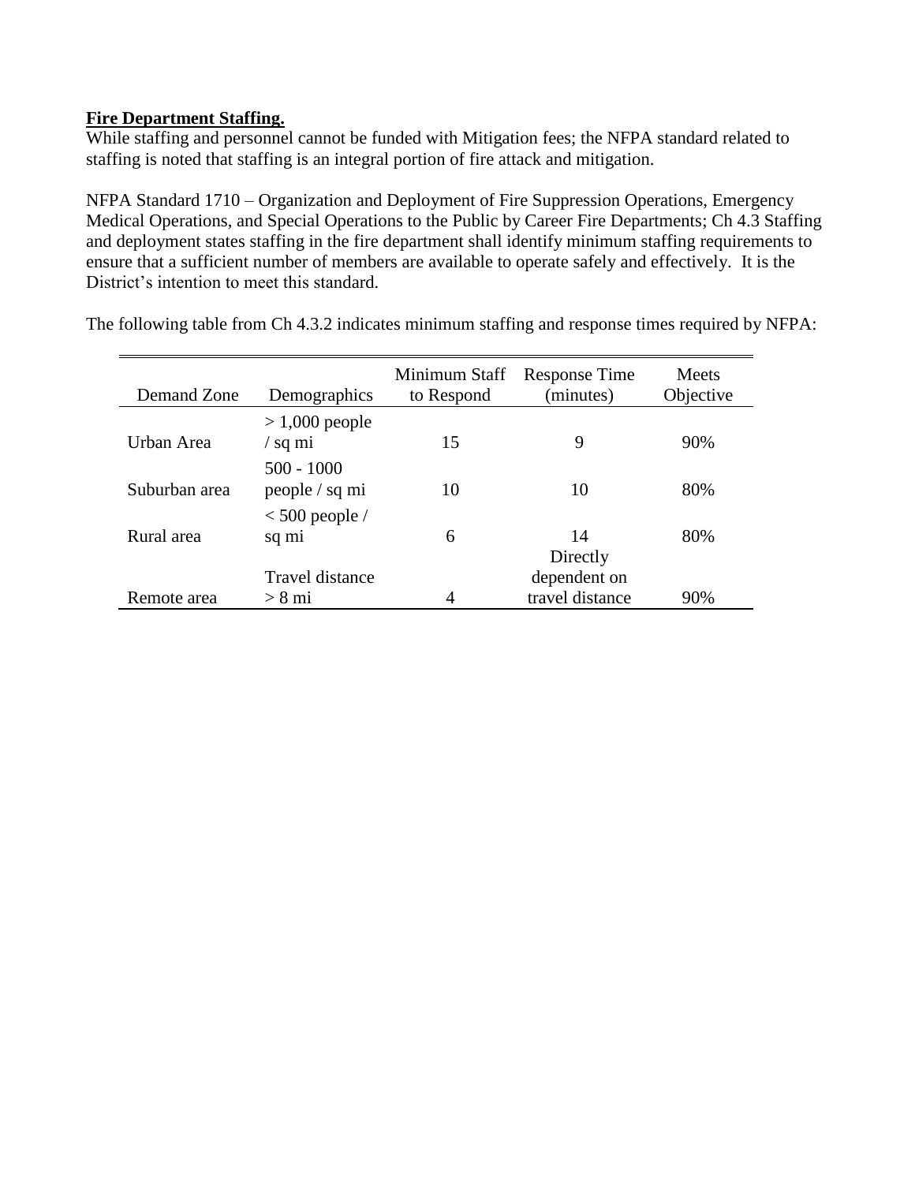**Fire Department Staffing.**

While staffing and personnel cannot be funded with Mitigation fees; the NFPA standard related to staffing is noted that staffing is an integral portion of fire attack and mitigation.

NFPA Standard 1710 – Organization and Deployment of Fire Suppression Operations, Emergency Medical Operations, and Special Operations to the Public by Career Fire Departments; Ch 4.3 Staffing and deployment states staffing in the fire department shall identify minimum staffing requirements to ensure that a sufficient number of members are available to operate safely and effectively. It is the District's intention to meet this standard.

The following table from Ch 4.3.2 indicates minimum staffing and response times required by NFPA:

| Demand Zone | Demographics | Minimum Staff to Respond | Response Time (minutes) | Meets Objective |
|---|---|---|---|---|
| Urban Area | > 1,000 people / sq mi | 15 | 9 | 90% |
| Suburban area | 500 - 1000 people / sq mi | 10 | 10 | 80% |
| Rural area | < 500 people / sq mi | 6 | 14 | 80% |
| Remote area | Travel distance > 8 mi | 4 | Directly dependent on travel distance | 90% |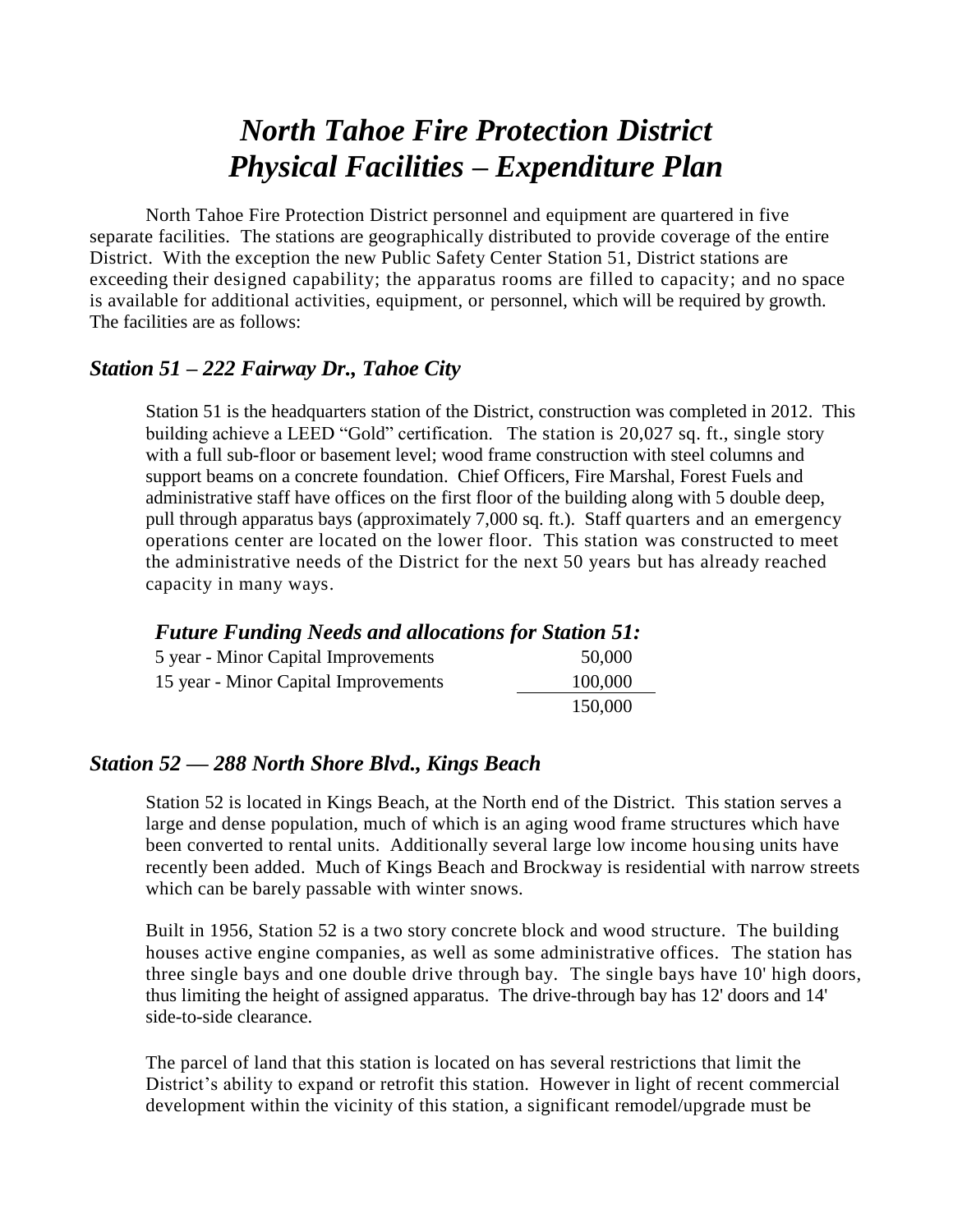# *North Tahoe Fire Protection District*
# *Physical Facilities – Expenditure Plan*

North Tahoe Fire Protection District personnel and equipment are quartered in five separate facilities. The stations are geographically distributed to provide coverage of the entire District. With the exception the new Public Safety Center Station 51, District stations are exceeding their designed capability; the apparatus rooms are filled to capacity; and no space is available for additional activities, equipment, or personnel, which will be required by growth. The facilities are as follows:

## *Station 51 – 222 Fairway Dr., Tahoe City*

Station 51 is the headquarters station of the District, construction was completed in 2012. This building achieve a LEED "Gold" certification. The station is 20,027 sq. ft., single story with a full sub-floor or basement level; wood frame construction with steel columns and support beams on a concrete foundation. Chief Officers, Fire Marshal, Forest Fuels and administrative staff have offices on the first floor of the building along with 5 double deep, pull through apparatus bays (approximately 7,000 sq. ft.). Staff quarters and an emergency operations center are located on the lower floor. This station was constructed to meet the administrative needs of the District for the next 50 years but has already reached capacity in many ways.

### *Future Funding Needs and allocations for Station 51:*

| | |
|---|---|
| 5 year - Minor Capital Improvements | 50,000 |
| 15 year - Minor Capital Improvements | 100,000 |
| | 150,000 |

## *Station 52 — 288 North Shore Blvd., Kings Beach*

Station 52 is located in Kings Beach, at the North end of the District. This station serves a large and dense population, much of which is an aging wood frame structures which have been converted to rental units. Additionally several large low income housing units have recently been added. Much of Kings Beach and Brockway is residential with narrow streets which can be barely passable with winter snows.

Built in 1956, Station 52 is a two story concrete block and wood structure. The building houses active engine companies, as well as some administrative offices. The station has three single bays and one double drive through bay. The single bays have 10' high doors, thus limiting the height of assigned apparatus. The drive-through bay has 12' doors and 14' side-to-side clearance.

The parcel of land that this station is located on has several restrictions that limit the District's ability to expand or retrofit this station. However in light of recent commercial development within the vicinity of this station, a significant remodel/upgrade must be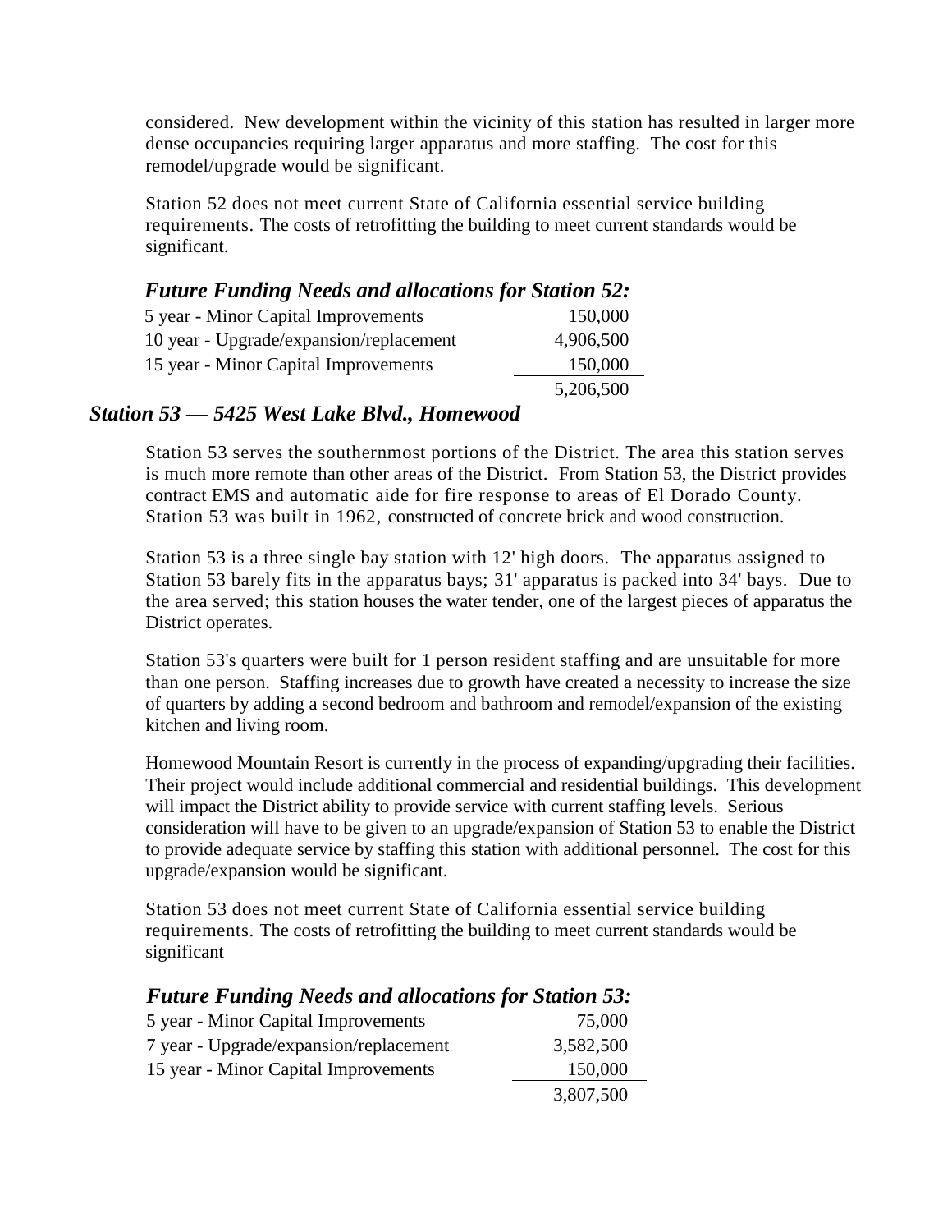considered. New development within the vicinity of this station has resulted in larger more dense occupancies requiring larger apparatus and more staffing. The cost for this remodel/upgrade would be significant.

Station 52 does not meet current State of California essential service building requirements. The costs of retrofitting the building to meet current standards would be significant.

### *Future Funding Needs and allocations for Station 52:*

| | |
|---|---:|
| 5 year - Minor Capital Improvements | 150,000 |
| 10 year - Upgrade/expansion/replacement | 4,906,500 |
| 15 year - Minor Capital Improvements | 150,000 |
| | 5,206,500 |

## *Station 53 — 5425 West Lake Blvd., Homewood*

Station 53 serves the southernmost portions of the District. The area this station serves is much more remote than other areas of the District. From Station 53, the District provides contract EMS and automatic aide for fire response to areas of El Dorado County. Station 53 was built in 1962, constructed of concrete brick and wood construction.

Station 53 is a three single bay station with 12' high doors. The apparatus assigned to Station 53 barely fits in the apparatus bays; 31' apparatus is packed into 34' bays. Due to the area served; this station houses the water tender, one of the largest pieces of apparatus the District operates.

Station 53's quarters were built for 1 person resident staffing and are unsuitable for more than one person. Staffing increases due to growth have created a necessity to increase the size of quarters by adding a second bedroom and bathroom and remodel/expansion of the existing kitchen and living room.

Homewood Mountain Resort is currently in the process of expanding/upgrading their facilities. Their project would include additional commercial and residential buildings. This development will impact the District ability to provide service with current staffing levels. Serious consideration will have to be given to an upgrade/expansion of Station 53 to enable the District to provide adequate service by staffing this station with additional personnel. The cost for this upgrade/expansion would be significant.

Station 53 does not meet current State of California essential service building requirements. The costs of retrofitting the building to meet current standards would be significant

### *Future Funding Needs and allocations for Station 53:*

| | |
|---|---:|
| 5 year - Minor Capital Improvements | 75,000 |
| 7 year - Upgrade/expansion/replacement | 3,582,500 |
| 15 year - Minor Capital Improvements | 150,000 |
| | 3,807,500 |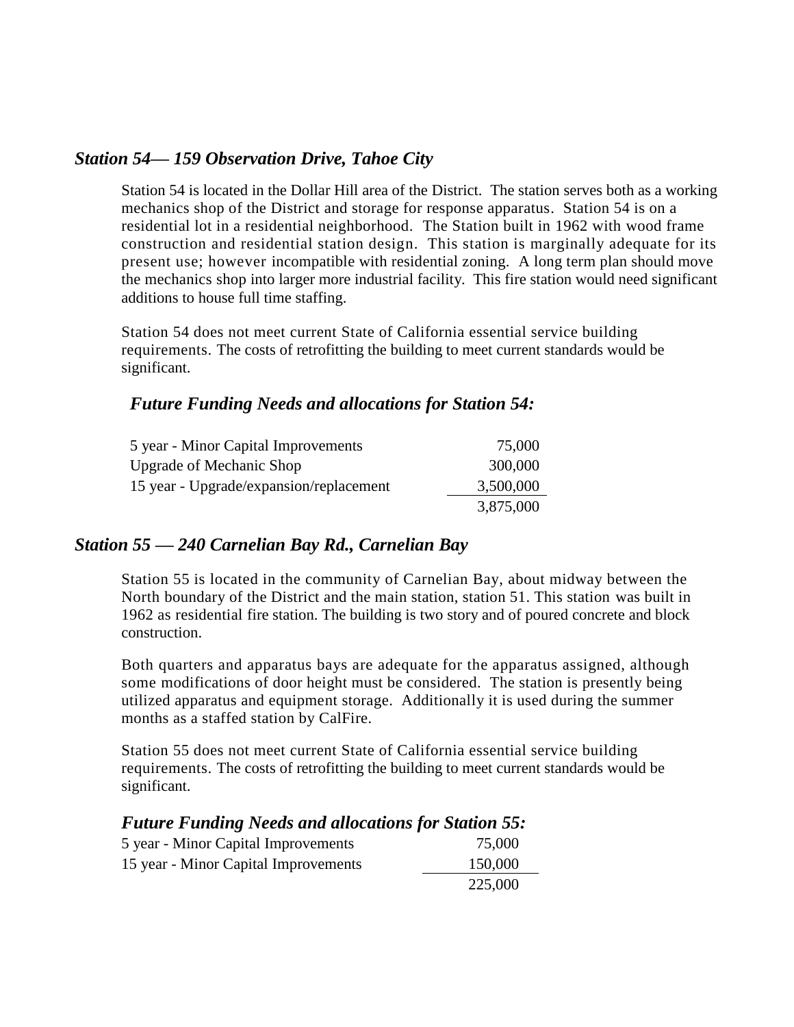### *Station 54— 159 Observation Drive, Tahoe City*

Station 54 is located in the Dollar Hill area of the District. The station serves both as a working mechanics shop of the District and storage for response apparatus. Station 54 is on a residential lot in a residential neighborhood. The Station built in 1962 with wood frame construction and residential station design. This station is marginally adequate for its present use; however incompatible with residential zoning. A long term plan should move the mechanics shop into larger more industrial facility. This fire station would need significant additions to house full time staffing.

Station 54 does not meet current State of California essential service building requirements. The costs of retrofitting the building to meet current standards would be significant.

#### *Future Funding Needs and allocations for Station 54:*

| | |
|---|---:|
| 5 year - Minor Capital Improvements | 75,000 |
| Upgrade of Mechanic Shop | 300,000 |
| 15 year - Upgrade/expansion/replacement | 3,500,000 |
| | 3,875,000 |

### *Station 55 — 240 Carnelian Bay Rd., Carnelian Bay*

Station 55 is located in the community of Carnelian Bay, about midway between the North boundary of the District and the main station, station 51. This station was built in 1962 as residential fire station. The building is two story and of poured concrete and block construction.

Both quarters and apparatus bays are adequate for the apparatus assigned, although some modifications of door height must be considered. The station is presently being utilized apparatus and equipment storage. Additionally it is used during the summer months as a staffed station by CalFire.

Station 55 does not meet current State of California essential service building requirements. The costs of retrofitting the building to meet current standards would be significant.

#### *Future Funding Needs and allocations for Station 55:*

| | |
|---|---:|
| 5 year - Minor Capital Improvements | 75,000 |
| 15 year - Minor Capital Improvements | 150,000 |
| | 225,000 |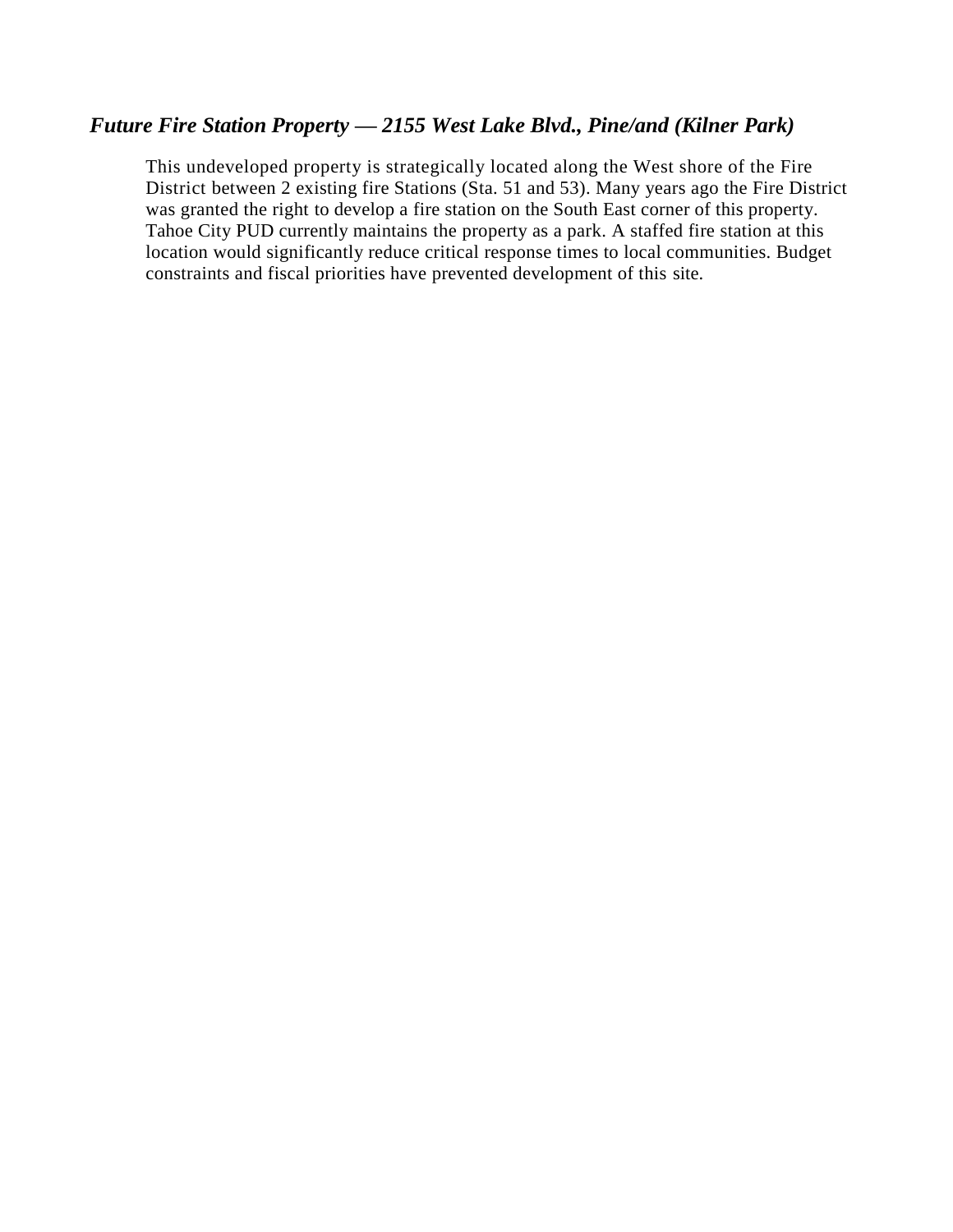### *Future Fire Station Property — 2155 West Lake Blvd., Pine/and (Kilner Park)*

This undeveloped property is strategically located along the West shore of the Fire District between 2 existing fire Stations (Sta. 51 and 53). Many years ago the Fire District was granted the right to develop a fire station on the South East corner of this property. Tahoe City PUD currently maintains the property as a park. A staffed fire station at this location would significantly reduce critical response times to local communities. Budget constraints and fiscal priorities have prevented development of this site.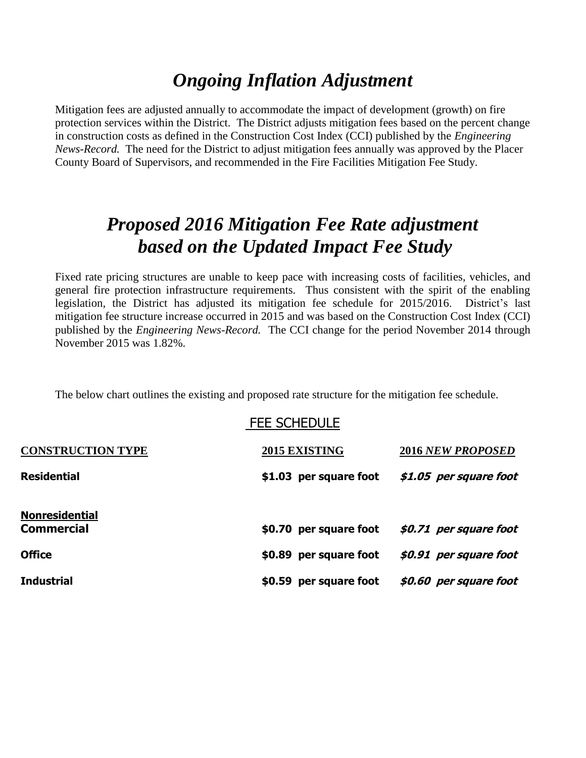# *Ongoing Inflation Adjustment*

Mitigation fees are adjusted annually to accommodate the impact of development (growth) on fire protection services within the District. The District adjusts mitigation fees based on the percent change in construction costs as defined in the Construction Cost Index (CCI) published by the *Engineering News-Record.* The need for the District to adjust mitigation fees annually was approved by the Placer County Board of Supervisors, and recommended in the Fire Facilities Mitigation Fee Study.

# *Proposed 2016 Mitigation Fee Rate adjustment based on the Updated Impact Fee Study*

Fixed rate pricing structures are unable to keep pace with increasing costs of facilities, vehicles, and general fire protection infrastructure requirements. Thus consistent with the spirit of the enabling legislation, the District has adjusted its mitigation fee schedule for 2015/2016. District's last mitigation fee structure increase occurred in 2015 and was based on the Construction Cost Index (CCI) published by the *Engineering News-Record.* The CCI change for the period November 2014 through November 2015 was 1.82%.

The below chart outlines the existing and proposed rate structure for the mitigation fee schedule.

## FEE SCHEDULE

| CONSTRUCTION TYPE | 2015 EXISTING | 2016 *NEW PROPOSED* |
|---|---|---|
| **Residential** | **$1.03 per square foot** | ***$1.05 per square foot*** |
| **Nonresidential** | | |
| **Commercial** | **$0.70 per square foot** | ***$0.71 per square foot*** |
| **Office** | **$0.89 per square foot** | ***$0.91 per square foot*** |
| **Industrial** | **$0.59 per square foot** | ***$0.60 per square foot*** |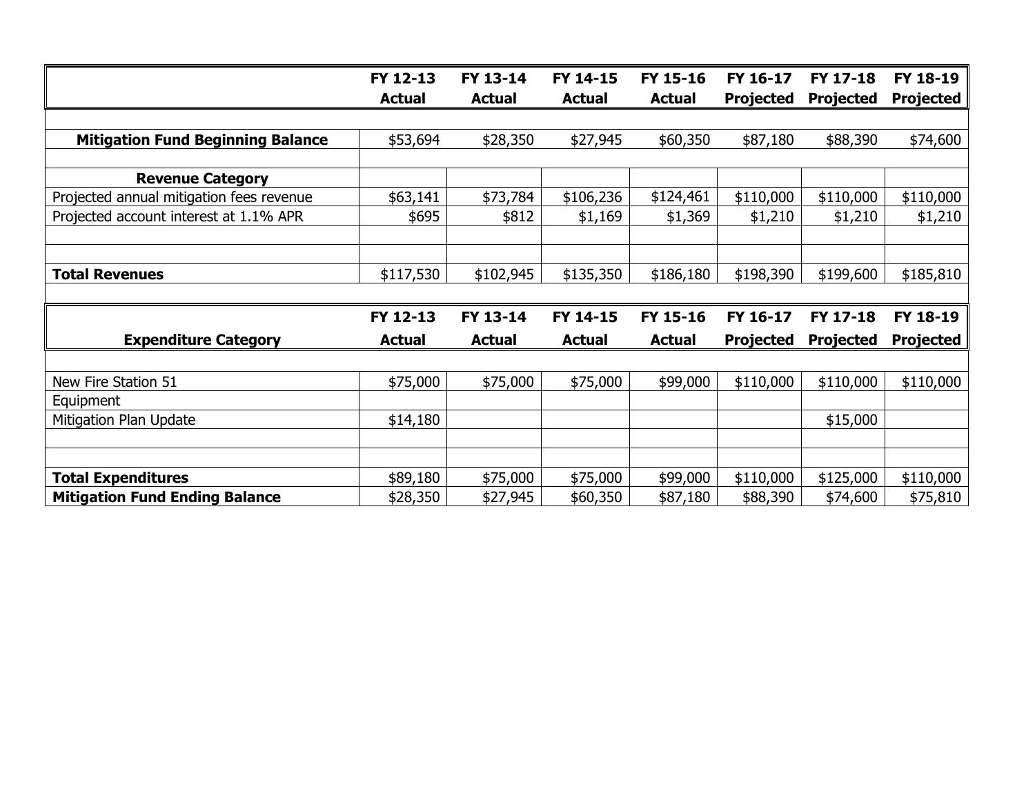| | FY 12-13 Actual | FY 13-14 Actual | FY 14-15 Actual | FY 15-16 Actual | FY 16-17 Projected | FY 17-18 Projected | FY 18-19 Projected |
|---|---|---|---|---|---|---|---|
| **Mitigation Fund Beginning Balance** | $53,694 | $28,350 | $27,945 | $60,350 | $87,180 | $88,390 | $74,600 |
| **Revenue Category** | | | | | | | |
| Projected annual mitigation fees revenue | $63,141 | $73,784 | $106,236 | $124,461 | $110,000 | $110,000 | $110,000 |
| Projected account interest at 1.1% APR | $695 | $812 | $1,169 | $1,369 | $1,210 | $1,210 | $1,210 |
| **Total Revenues** | $117,530 | $102,945 | $135,350 | $186,180 | $198,390 | $199,600 | $185,810 |

| **Expenditure Category** | FY 12-13 Actual | FY 13-14 Actual | FY 14-15 Actual | FY 15-16 Actual | FY 16-17 Projected | FY 17-18 Projected | FY 18-19 Projected |
|---|---|---|---|---|---|---|---|
| New Fire Station 51 | $75,000 | $75,000 | $75,000 | $99,000 | $110,000 | $110,000 | $110,000 |
| Equipment | | | | | | | |
| Mitigation Plan Update | $14,180 | | | | | $15,000 | |
| **Total Expenditures** | $89,180 | $75,000 | $75,000 | $99,000 | $110,000 | $125,000 | $110,000 |
| **Mitigation Fund Ending Balance** | $28,350 | $27,945 | $60,350 | $87,180 | $88,390 | $74,600 | $75,810 |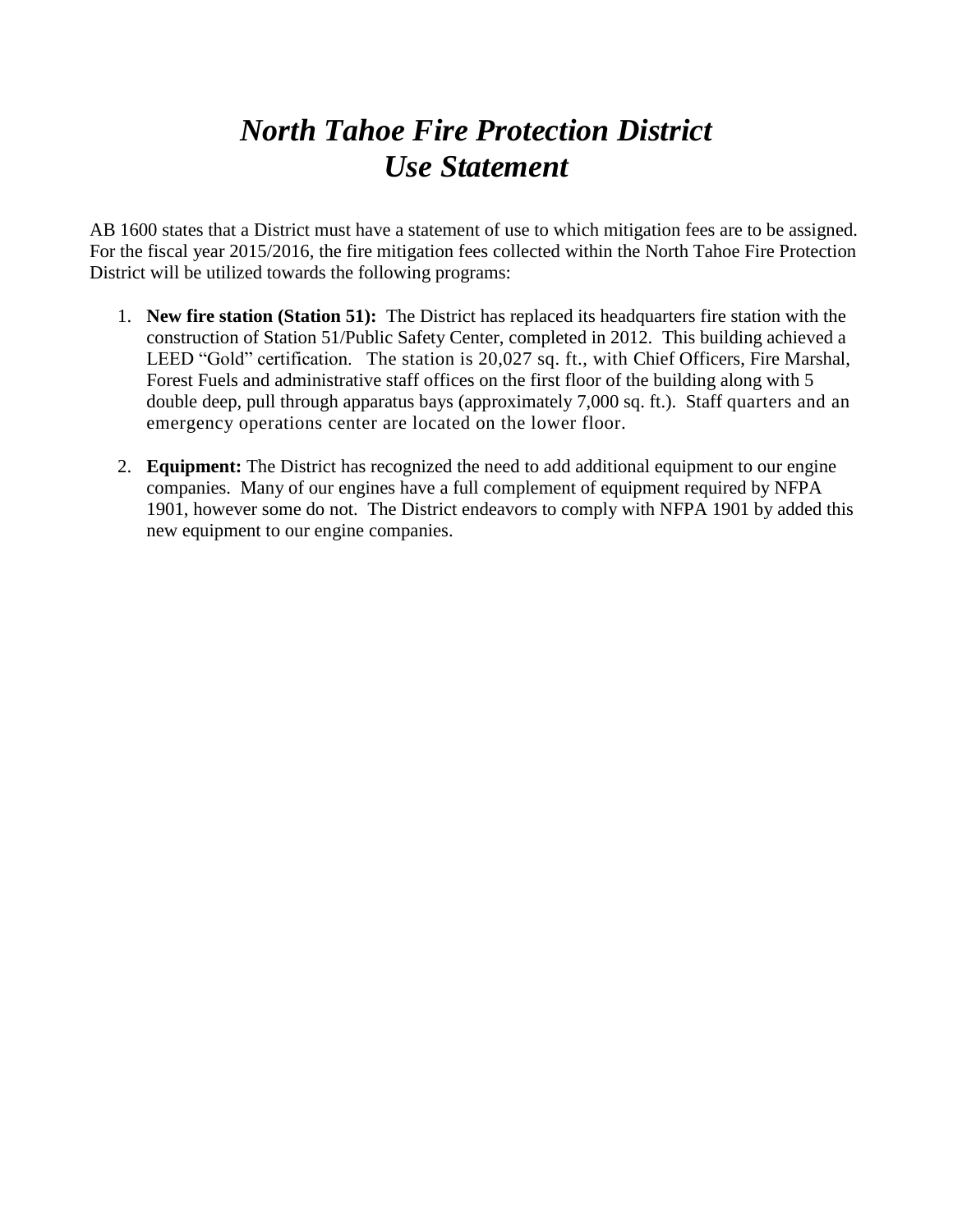# *North Tahoe Fire Protection District*
# *Use Statement*

AB 1600 states that a District must have a statement of use to which mitigation fees are to be assigned. For the fiscal year 2015/2016, the fire mitigation fees collected within the North Tahoe Fire Protection District will be utilized towards the following programs:

1. **New fire station (Station 51):** The District has replaced its headquarters fire station with the construction of Station 51/Public Safety Center, completed in 2012. This building achieved a LEED "Gold" certification. The station is 20,027 sq. ft., with Chief Officers, Fire Marshal, Forest Fuels and administrative staff offices on the first floor of the building along with 5 double deep, pull through apparatus bays (approximately 7,000 sq. ft.). Staff quarters and an emergency operations center are located on the lower floor.

2. **Equipment:** The District has recognized the need to add additional equipment to our engine companies. Many of our engines have a full complement of equipment required by NFPA 1901, however some do not. The District endeavors to comply with NFPA 1901 by added this new equipment to our engine companies.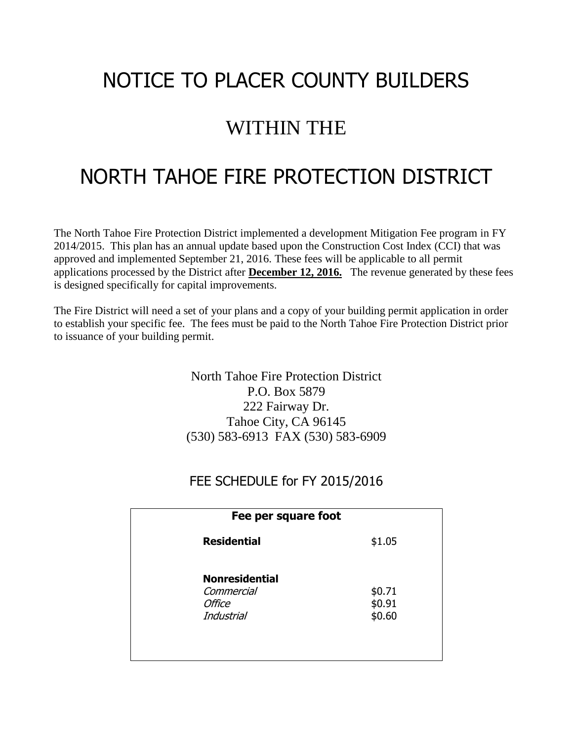# NOTICE TO PLACER COUNTY BUILDERS

## WITHIN THE

# NORTH TAHOE FIRE PROTECTION DISTRICT

The North Tahoe Fire Protection District implemented a development Mitigation Fee program in FY 2014/2015. This plan has an annual update based upon the Construction Cost Index (CCI) that was approved and implemented September 21, 2016. These fees will be applicable to all permit applications processed by the District after **December 12, 2016.** The revenue generated by these fees is designed specifically for capital improvements.

The Fire District will need a set of your plans and a copy of your building permit application in order to establish your specific fee. The fees must be paid to the North Tahoe Fire Protection District prior to issuance of your building permit.

North Tahoe Fire Protection District
P.O. Box 5879
222 Fairway Dr.
Tahoe City, CA 96145
(530) 583-6913 FAX (530) 583-6909

## FEE SCHEDULE for FY 2015/2016

| **Fee per square foot** | |
|---|---|
| **Residential** | $1.05 |
| **Nonresidential** | |
| *Commercial* | $0.71 |
| *Office* | $0.91 |
| *Industrial* | $0.60 |